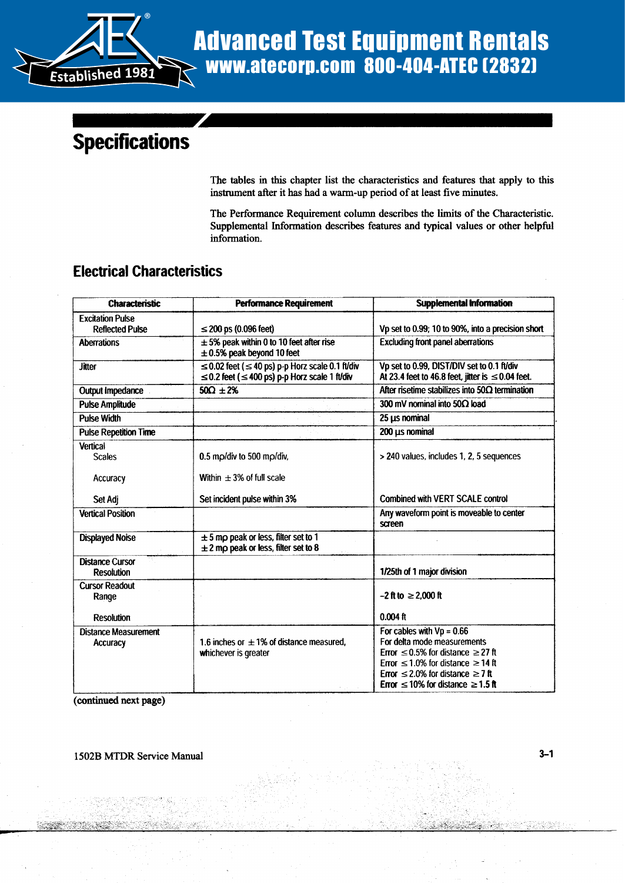# Specifications

The tables in this chapter list the characteristics and features that apply to this instrument after it has had a warm-up period of at least five minutes.

The Performance Requirement column describes the limits of the Characteristic. Supplemental Information describes features and typical values or other helpful information.

## Electrical Characteristics

| Characteristic | Performance Requirement | Supplemental Information |
|---|---|---|
| Excitation Pulse<br>Reflected Pulse | ≤ 200 ps (0.096 feet) | Vp set to 0.99; 10 to 90%, into a precision short |
| Aberrations | ± 5% peak within 0 to 10 feet after rise<br>± 0.5% peak beyond 10 feet | Excluding front panel aberrations |
| Jitter | ≤ 0.02 feet (≤ 40 ps) p-p Horz scale 0.1 ft/div<br>≤ 0.2 feet (≤ 400 ps) p-p Horz scale 1 ft/div | Vp set to 0.99, DIST/DIV set to 0.1 ft/div<br>At 23.4 feet to 46.8 feet, jitter is ≤ 0.04 feet. |
| Output Impedance | 50Ω ± 2% | After risetime stabilizes into 50Ω termination |
| Pulse Amplitude | | 300 mV nominal into 50Ω load |
| Pulse Width | | 25 μs nominal |
| Pulse Repetition Time | | 200 μs nominal |
| Vertical<br>Scales<br><br>Accuracy<br><br>Set Adj | <br>0.5 mρ/div to 500 mρ/div,<br><br>Within ± 3% of full scale<br><br>Set incident pulse within 3% | <br>> 240 values, includes 1, 2, 5 sequences<br><br><br><br>Combined with VERT SCALE control |
| Vertical Position | | Any waveform point is moveable to center screen |
| Displayed Noise | ± 5 mρ peak or less, filter set to 1<br>± 2 mρ peak or less, filter set to 8 | |
| Distance Cursor<br>Resolution | | 1/25th of 1 major division |
| Cursor Readout<br>Range<br><br>Resolution | | <br>-2 ft to ≥ 2,000 ft<br><br>0.004 ft |
| Distance Measurement<br>Accuracy | 1.6 inches or ± 1% of distance measured, whichever is greater | For cables with Vp = 0.66<br>For delta mode measurements<br>Error ≤ 0.5% for distance ≥ 27 ft<br>Error ≤ 1.0% for distance ≥ 14 ft<br>Error ≤ 2.0% for distance ≥ 7 ft<br>Error ≤ 10% for distance ≥ 1.5 ft |

(continued next page)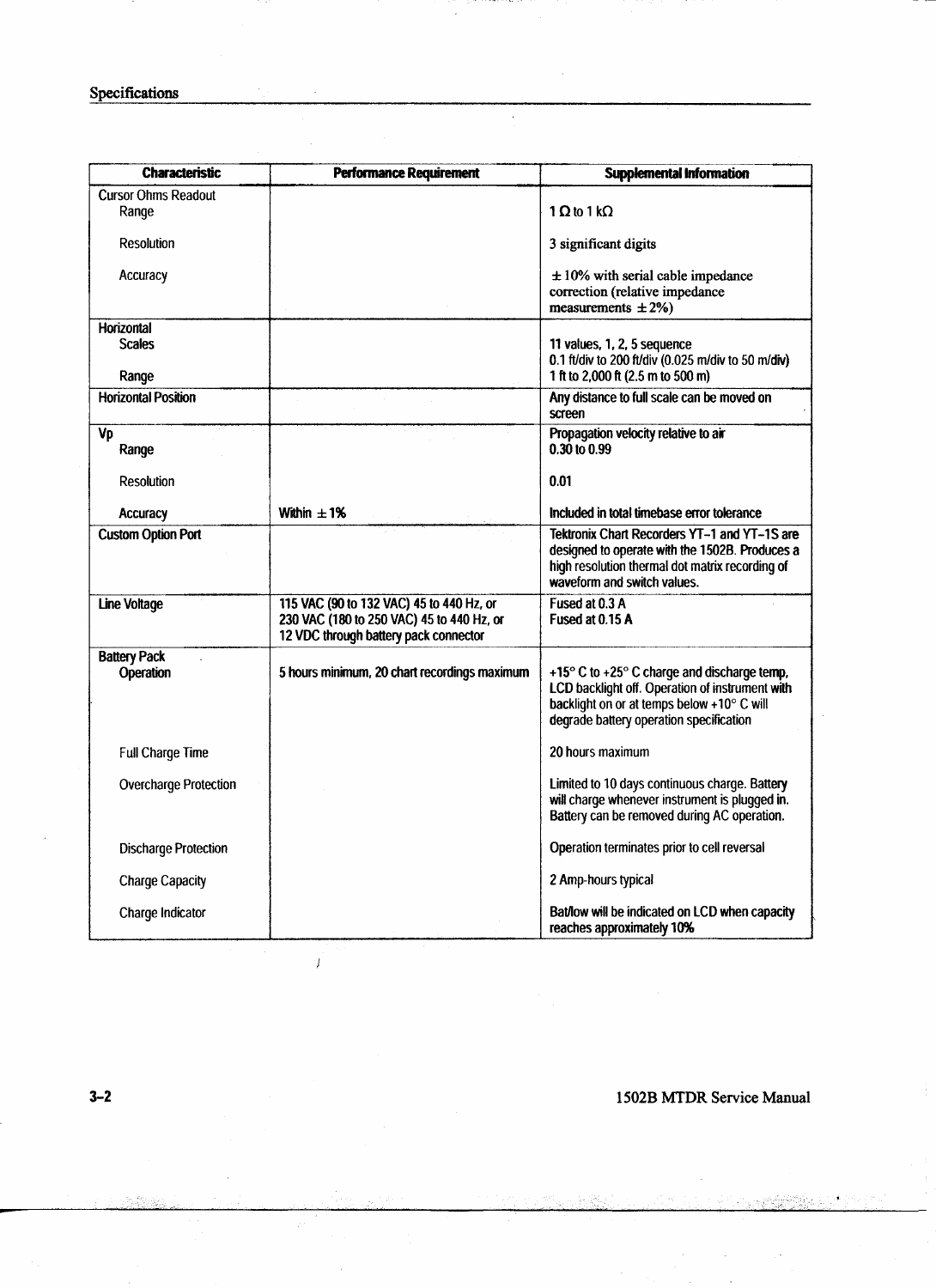| Characteristic | Performance Requirement | Supplemental Information |
|---|---|---|
| Cursor Ohms Readout | | |
| Range | | 1 Ω to 1 kΩ |
| Resolution | | 3 significant digits |
| Accuracy | | ± 10% with serial cable impedance correction (relative impedance measurements ± 2%) |
| Horizontal | | |
| Scales | | 11 values, 1, 2, 5 sequence 0.1 ft/div to 200 ft/div (0.025 m/div to 50 m/div) |
| Range | | 1 ft to 2,000 ft (2.5 m to 500 m) |
| Horizontal Position | | Any distance to full scale can be moved on screen |
| Vp | | Propagation velocity relative to air |
| Range | | 0.30 to 0.99 |
| Resolution | | 0.01 |
| Accuracy | Within ± 1% | Included in total timebase error tolerance |
| Custom Option Port | | Tektronix Chart Recorders YT–1 and YT–1S are designed to operate with the 1502B. Produces a high resolution thermal dot matrix recording of waveform and switch values. |
| Line Voltage | 115 VAC (90 to 132 VAC) 45 to 440 Hz, or 230 VAC (180 to 250 VAC) 45 to 440 Hz, or 12 VDC through battery pack connector | Fused at 0.3 A Fused at 0.15 A |
| Battery Pack | | |
| Operation | 5 hours minimum, 20 chart recordings maximum | +15° C to +25° C charge and discharge temp, LCD backlight off. Operation of instrument with backlight on or at temps below +10° C will degrade battery operation specification |
| Full Charge Time | | 20 hours maximum |
| Overcharge Protection | | Limited to 10 days continuous charge. Battery will charge whenever instrument is plugged in. Battery can be removed during AC operation. |
| Discharge Protection | | Operation terminates prior to cell reversal |
| Charge Capacity | | 2 Amp-hours typical |
| Charge Indicator | | Bat/low will be indicated on LCD when capacity reaches approximately 10% |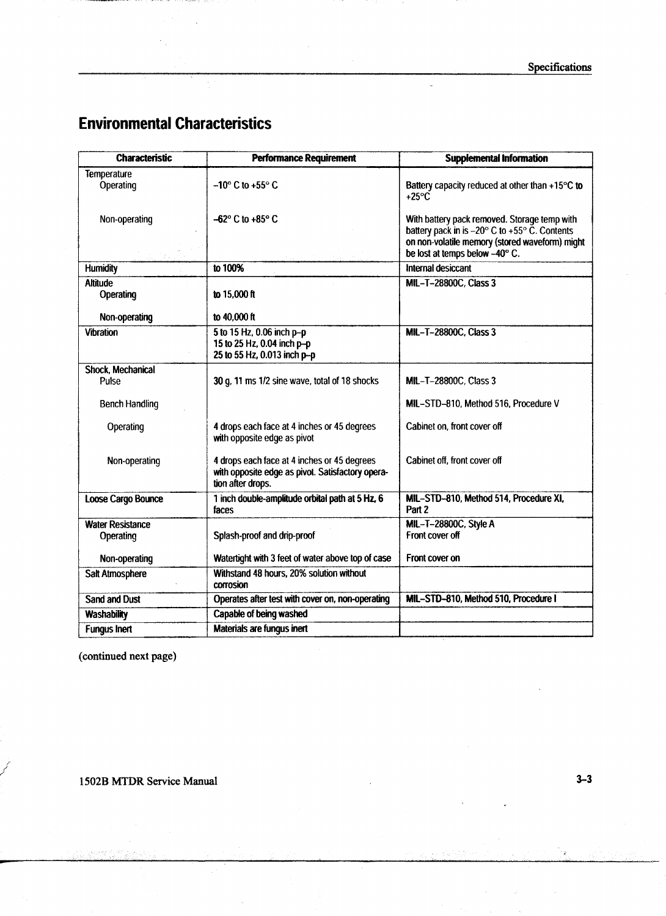## Environmental Characteristics

| Characteristic | Performance Requirement | Supplemental Information |
|---|---|---|
| Temperature | | |
| Operating | –10° C to +55° C | Battery capacity reduced at other than +15°C to +25°C |
| Non-operating | –62° C to +85° C | With battery pack removed. Storage temp with battery pack in is –20° C to +55° C. Contents on non-volatile memory (stored waveform) might be lost at temps below –40° C. |
| Humidity | to 100% | Internal desiccant |
| Altitude | | MIL–T–28800C, Class 3 |
| Operating | to 15,000 ft | |
| Non-operating | to 40,000 ft | |
| Vibration | 5 to 15 Hz, 0.06 inch p–p<br>15 to 25 Hz, 0.04 inch p–p<br>25 to 55 Hz, 0.013 inch p–p | MIL–T–28800C, Class 3 |
| Shock, Mechanical | | |
| Pulse | 30 g, 11 ms 1/2 sine wave, total of 18 shocks | MIL–T–28800C, Class 3 |
| Bench Handling | | MIL–STD–810, Method 516, Procedure V |
| Operating | 4 drops each face at 4 inches or 45 degrees with opposite edge as pivot | Cabinet on, front cover off |
| Non-operating | 4 drops each face at 4 inches or 45 degrees with opposite edge as pivot. Satisfactory operation after drops. | Cabinet off, front cover off |
| Loose Cargo Bounce | 1 inch double-amplitude orbital path at 5 Hz, 6 faces | MIL–STD–810, Method 514, Procedure XI, Part 2 |
| Water Resistance | | MIL–T–28800C, Style A |
| Operating | Splash-proof and drip-proof | Front cover off |
| Non-operating | Watertight with 3 feet of water above top of case | Front cover on |
| Salt Atmosphere | Withstand 48 hours, 20% solution without corrosion | |
| Sand and Dust | Operates after test with cover on, non-operating | MIL–STD–810, Method 510, Procedure I |
| Washability | Capable of being washed | |
| Fungus Inert | Materials are fungus inert | |

(continued next page)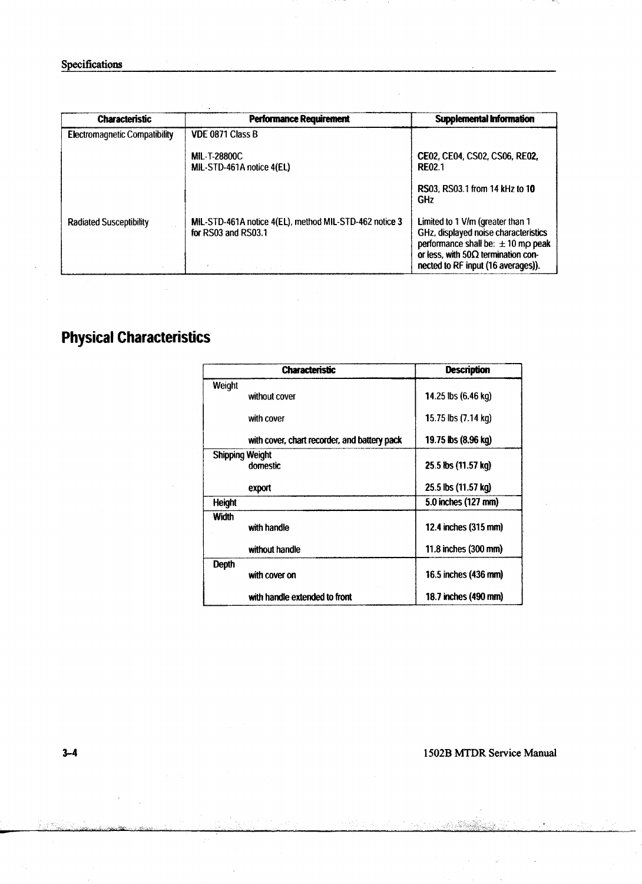| Characteristic | Performance Requirement | Supplemental Information |
|---|---|---|
| Electromagnetic Compatibility | VDE 0871 Class B | |
| | MIL-T-28800C<br>MIL-STD-461A notice 4(EL) | CE02, CE04, CS02, CS06, RE02, RE02.1 |
| | | RS03, RS03.1 from 14 kHz to 10 GHz |
| Radiated Susceptibility | MIL-STD-461A notice 4(EL), method MIL-STD-462 notice 3 for RS03 and RS03.1 | Limited to 1 V/m (greater than 1 GHz, displayed noise characteristics performance shall be: ± 10 mρ peak or less, with 50Ω termination connected to RF input (16 averages)). |

# Physical Characteristics

| Characteristic | Description |
|---|---|
| Weight | |
| without cover | 14.25 lbs (6.46 kg) |
| with cover | 15.75 lbs (7.14 kg) |
| with cover, chart recorder, and battery pack | 19.75 lbs (8.96 kg) |
| Shipping Weight | |
| domestic | 25.5 lbs (11.57 kg) |
| export | 25.5 lbs (11.57 kg) |
| Height | 5.0 inches (127 mm) |
| Width | |
| with handle | 12.4 inches (315 mm) |
| without handle | 11.8 inches (300 mm) |
| Depth | |
| with cover on | 16.5 inches (436 mm) |
| with handle extended to front | 18.7 inches (490 mm) |